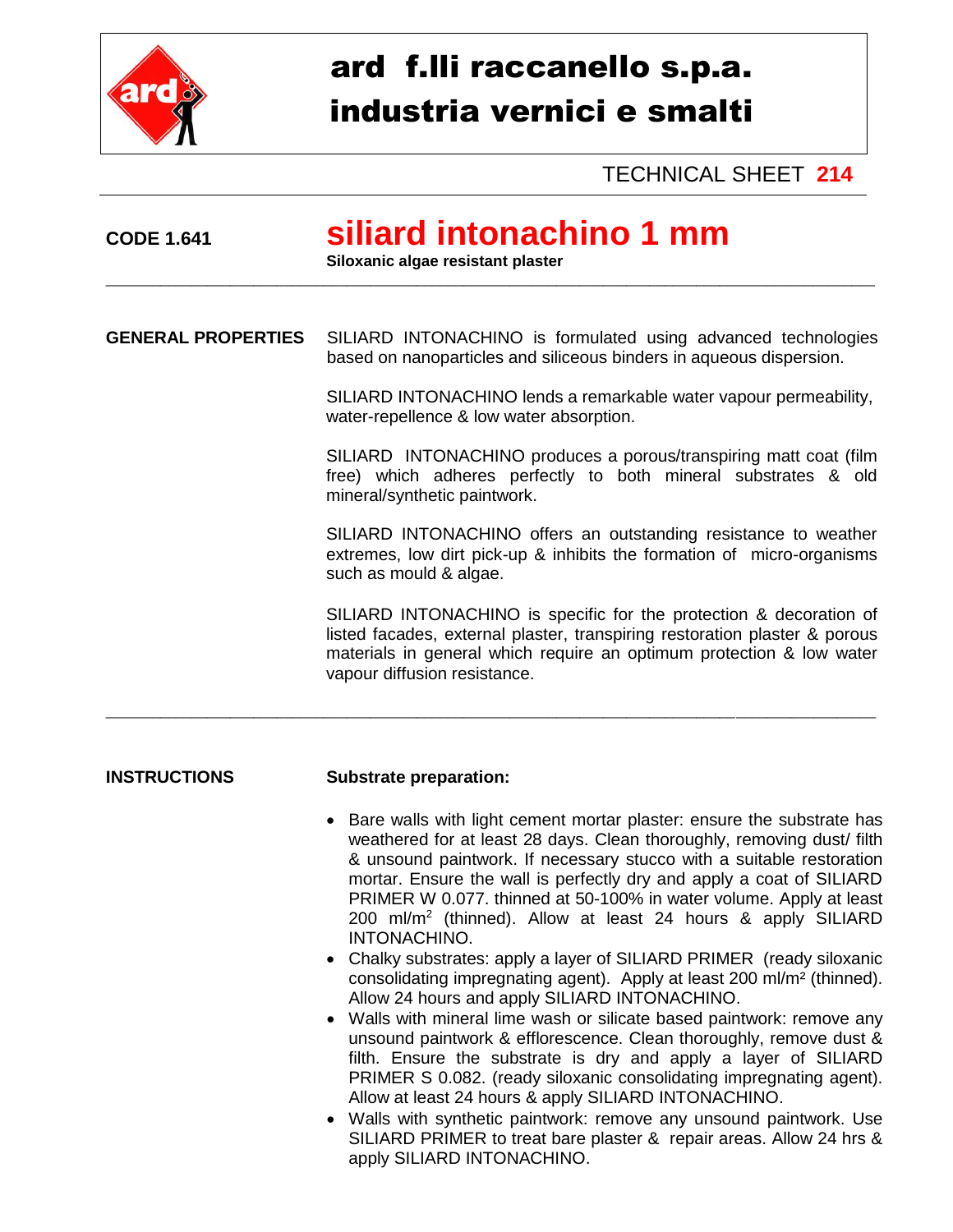# ard f.lli raccanello s.p.a.
# industria vernici e smalti

TECHNICAL SHEET **214**

**CODE 1.641**

## siliard intonachino 1 mm

**Siloxanic algae resistant plaster**

---

**GENERAL PROPERTIES**

SILIARD INTONACHINO is formulated using advanced technologies based on nanoparticles and siliceous binders in aqueous dispersion.

SILIARD INTONACHINO lends a remarkable water vapour permeability, water-repellence & low water absorption.

SILIARD INTONACHINO produces a porous/transpiring matt coat (film free) which adheres perfectly to both mineral substrates & old mineral/synthetic paintwork.

SILIARD INTONACHINO offers an outstanding resistance to weather extremes, low dirt pick-up & inhibits the formation of micro-organisms such as mould & algae.

SILIARD INTONACHINO is specific for the protection & decoration of listed facades, external plaster, transpiring restoration plaster & porous materials in general which require an optimum protection & low water vapour diffusion resistance.

---

**INSTRUCTIONS**

**Substrate preparation:**

- Bare walls with light cement mortar plaster: ensure the substrate has weathered for at least 28 days. Clean thoroughly, removing dust/ filth & unsound paintwork. If necessary stucco with a suitable restoration mortar. Ensure the wall is perfectly dry and apply a coat of SILIARD PRIMER W 0.077. thinned at 50-100% in water volume. Apply at least 200 ml/m$^2$ (thinned). Allow at least 24 hours & apply SILIARD INTONACHINO.
- Chalky substrates: apply a layer of SILIARD PRIMER (ready siloxanic consolidating impregnating agent). Apply at least 200 ml/m$^2$ (thinned). Allow 24 hours and apply SILIARD INTONACHINO.
- Walls with mineral lime wash or silicate based paintwork: remove any unsound paintwork & efflorescence. Clean thoroughly, remove dust & filth. Ensure the substrate is dry and apply a layer of SILIARD PRIMER S 0.082. (ready siloxanic consolidating impregnating agent). Allow at least 24 hours & apply SILIARD INTONACHINO.
- Walls with synthetic paintwork: remove any unsound paintwork. Use SILIARD PRIMER to treat bare plaster & repair areas. Allow 24 hrs & apply SILIARD INTONACHINO.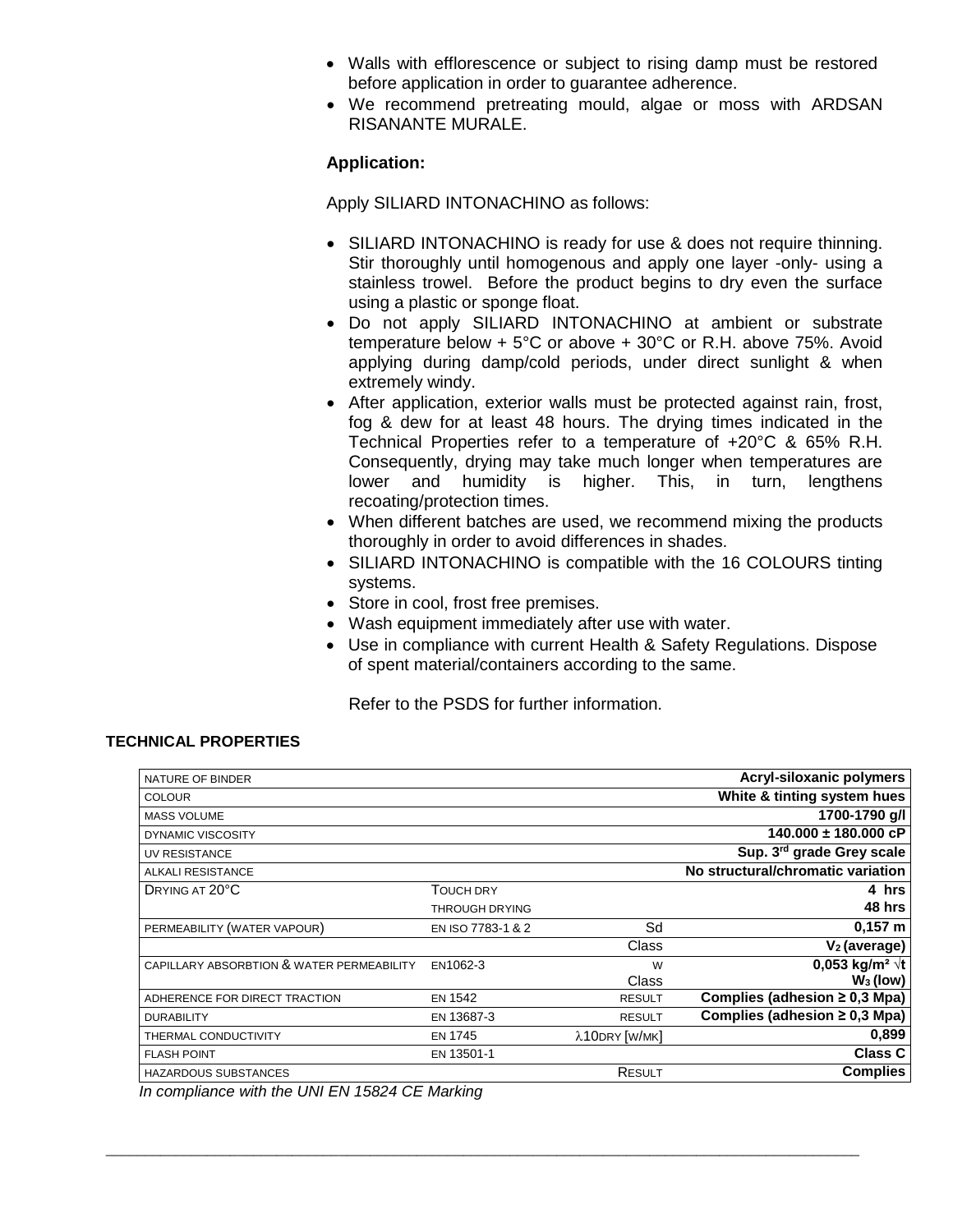- Walls with efflorescence or subject to rising damp must be restored before application in order to guarantee adherence.
- We recommend pretreating mould, algae or moss with ARDSAN RISANANTE MURALE.

**Application:**

Apply SILIARD INTONACHINO as follows:

- SILIARD INTONACHINO is ready for use & does not require thinning. Stir thoroughly until homogenous and apply one layer -only- using a stainless trowel. Before the product begins to dry even the surface using a plastic or sponge float.
- Do not apply SILIARD INTONACHINO at ambient or substrate temperature below + 5°C or above + 30°C or R.H. above 75%. Avoid applying during damp/cold periods, under direct sunlight & when extremely windy.
- After application, exterior walls must be protected against rain, frost, fog & dew for at least 48 hours. The drying times indicated in the Technical Properties refer to a temperature of +20°C & 65% R.H. Consequently, drying may take much longer when temperatures are lower and humidity is higher. This, in turn, lengthens recoating/protection times.
- When different batches are used, we recommend mixing the products thoroughly in order to avoid differences in shades.
- SILIARD INTONACHINO is compatible with the 16 COLOURS tinting systems.
- Store in cool, frost free premises.
- Wash equipment immediately after use with water.
- Use in compliance with current Health & Safety Regulations. Dispose of spent material/containers according to the same.

Refer to the PSDS for further information.

**TECHNICAL PROPERTIES**

| | | | |
|---|---|---|---|
| NATURE OF BINDER | | | **Acryl-siloxanic polymers** |
| COLOUR | | | **White & tinting system hues** |
| MASS VOLUME | | | **1700-1790 g/l** |
| DYNAMIC VISCOSITY | | | **140.000 ± 180.000 cP** |
| UV RESISTANCE | | | **Sup. 3rd grade Grey scale** |
| ALKALI RESISTANCE | | | **No structural/chromatic variation** |
| DRYING AT 20°C | TOUCH DRY | | **4 hrs** |
| | THROUGH DRYING | | **48 hrs** |
| PERMEABILITY (WATER VAPOUR) | EN ISO 7783-1 & 2 | Sd | **0,157 m** |
| | | Class | **$V_2$ (average)** |
| CAPILLARY ABSORBTION & WATER PERMEABILITY | EN1062-3 | W<br>Class | **0,053 kg/m² $\sqrt{t}$**<br>**$W_3$ (low)** |
| ADHERENCE FOR DIRECT TRACTION | EN 1542 | RESULT | **Complies (adhesion ≥ 0,3 Mpa)** |
| DURABILITY | EN 13687-3 | RESULT | **Complies (adhesion ≥ 0,3 Mpa)** |
| THERMAL CONDUCTIVITY | EN 1745 | $\lambda$10DRY [W/MK] | **0,899** |
| FLASH POINT | EN 13501-1 | | **Class C** |
| HAZARDOUS SUBSTANCES | | RESULT | **Complies** |

*In compliance with the UNI EN 15824 CE Marking*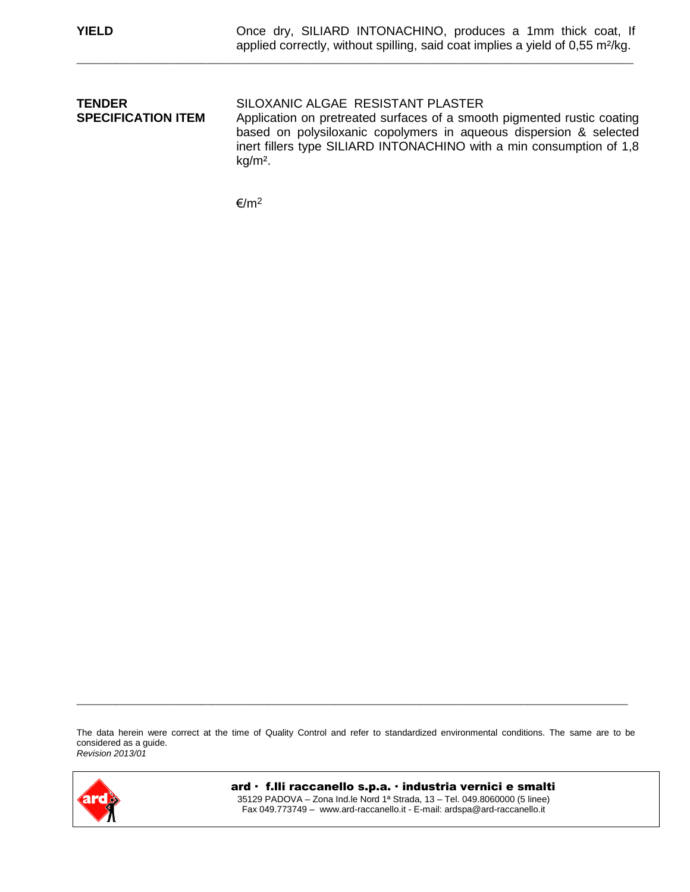**YIELD**

Once dry, SILIARD INTONACHINO, produces a 1mm thick coat, If applied correctly, without spilling, said coat implies a yield of 0,55 m²/kg.

---

**TENDER SPECIFICATION ITEM**

SILOXANIC ALGAE RESISTANT PLASTER

Application on pretreated surfaces of a smooth pigmented rustic coating based on polysiloxanic copolymers in aqueous dispersion & selected inert fillers type SILIARD INTONACHINO with a min consumption of 1,8 kg/m².

€/m²

---

The data herein were correct at the time of Quality Control and refer to standardized environmental conditions. The same are to be considered as a guide.

*Revision 2013/01*

**ard · f.lli raccanello s.p.a. · industria vernici e smalti**

35129 PADOVA – Zona Ind.le Nord 1ª Strada, 13 – Tel. 049.8060000 (5 linee)

Fax 049.773749 – www.ard-raccanello.it - E-mail: ardspa@ard-raccanello.it